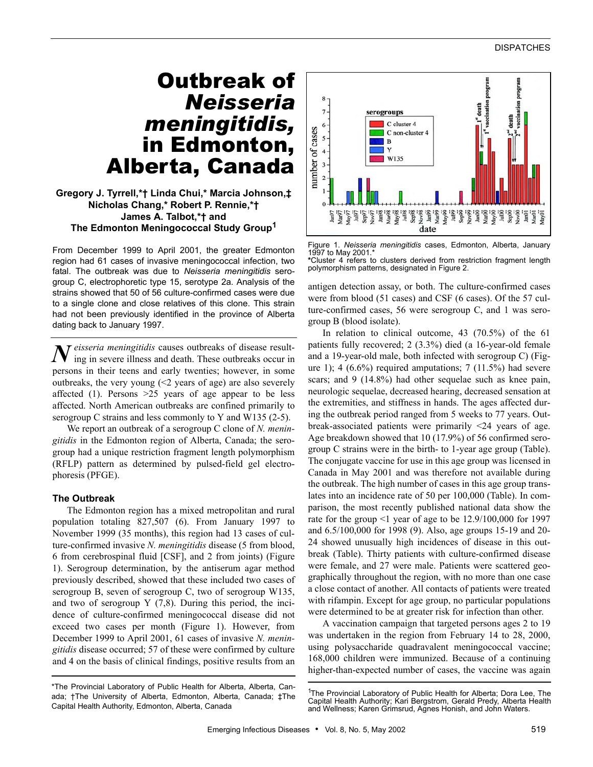# Outbreak of *Neisseria meningitidis*, in Edmonton, Alberta, Canada

**Gregory J. Tyrrell,\*† Linda Chui,\* Marcia Johnson,‡ Nicholas Chang,\* Robert P. Rennie,\*† James A. Talbot,\*† and The Edmonton Meningococcal Study Group[1]**

From December 1999 to April 2001, the greater Edmonton region had 61 cases of invasive meningococcal infection, two fatal. The outbreak was due to *Neisseria meningitidis* serogroup C, electrophoretic type 15, serotype 2a. Analysis of the strains showed that 50 of 56 culture-confirmed cases were due to a single clone and close relatives of this clone. This strain had not been previously identified in the province of Alberta dating back to January 1997.

*Neisseria meningitidis* causes outbreaks of disease resulting in severe illness and death. These outbreaks occur in persons in their teens and early twenties; however, in some outbreaks, the very young (<2 years of age) are also severely affected (1). Persons >25 years of age appear to be less affected. North American outbreaks are confined primarily to serogroup C strains and less commonly to Y and W135 (2-5).

We report an outbreak of a serogroup C clone of *N. meningitidis* in the Edmonton region of Alberta, Canada; the serogroup had a unique restriction fragment length polymorphism (RFLP) pattern as determined by pulsed-field gel electrophoresis (PFGE).

### The Outbreak

The Edmonton region has a mixed metropolitan and rural population totaling 827,507 (6). From January 1997 to November 1999 (35 months), this region had 13 cases of culture-confirmed invasive *N. meningitidis* disease (5 from blood, 6 from cerebrospinal fluid [CSF], and 2 from joints) (Figure 1). Serogroup determination, by the antiserum agar method previously described, showed that these included two cases of serogroup B, seven of serogroup C, two of serogroup W135, and two of serogroup Y (7,8). During this period, the incidence of culture-confirmed meningococcal disease did not exceed two cases per month (Figure 1). However, from December 1999 to April 2001, 61 cases of invasive *N. meningitidis* disease occurred; 57 of these were confirmed by culture and 4 on the basis of clinical findings, positive results from an antigen detection assay, or both. The culture-confirmed cases were from blood (51 cases) and CSF (6 cases). Of the 57 culture-confirmed cases, 56 were serogroup C, and 1 was serogroup B (blood isolate).

Figure 1. *Neisseria meningitidis* cases, Edmonton, Alberta, January 1997 to May 2001.\*
\*Cluster 4 refers to clusters derived from restriction fragment length polymorphism patterns, designated in Figure 2.

In relation to clinical outcome, 43 (70.5%) of the 61 patients fully recovered; 2 (3.3%) died (a 16-year-old female and a 19-year-old male, both infected with serogroup C) (Figure 1); 4 (6.6%) required amputations; 7 (11.5%) had severe scars; and 9 (14.8%) had other sequelae such as knee pain, neurologic sequelae, decreased hearing, decreased sensation at the extremities, and stiffness in hands. The ages affected during the outbreak period ranged from 5 weeks to 77 years. Outbreak-associated patients were primarily <24 years of age. Age breakdown showed that 10 (17.9%) of 56 confirmed serogroup C strains were in the birth- to 1-year age group (Table). The conjugate vaccine for use in this age group was licensed in Canada in May 2001 and was therefore not available during the outbreak. The high number of cases in this age group translates into an incidence rate of 50 per 100,000 (Table). In comparison, the most recently published national data show the rate for the group <1 year of age to be 12.9/100,000 for 1997 and 6.5/100,000 for 1998 (9). Also, age groups 15-19 and 20-24 showed unusually high incidences of disease in this outbreak (Table). Thirty patients with culture-confirmed disease were female, and 27 were male. Patients were scattered geographically throughout the region, with no more than one case a close contact of another. All contacts of patients were treated with rifampin. Except for age group, no particular populations were determined to be at greater risk for infection than other.

A vaccination campaign that targeted persons ages 2 to 19 was undertaken in the region from February 14 to 28, 2000, using polysaccharide quadravalent meningococcal vaccine; 168,000 children were immunized. Because of a continuing higher-than-expected number of cases, the vaccine was again

\*The Provincial Laboratory of Public Health for Alberta, Alberta, Canada; †The University of Alberta, Edmonton, Alberta, Canada; ‡The Capital Health Authority, Edmonton, Alberta, Canada

[1]The Provincial Laboratory of Public Health for Alberta; Dora Lee, The Capital Health Authority; Kari Bergstrom, Gerald Predy, Alberta Health and Wellness; Karen Grimsrud, Agnes Honish, and John Waters.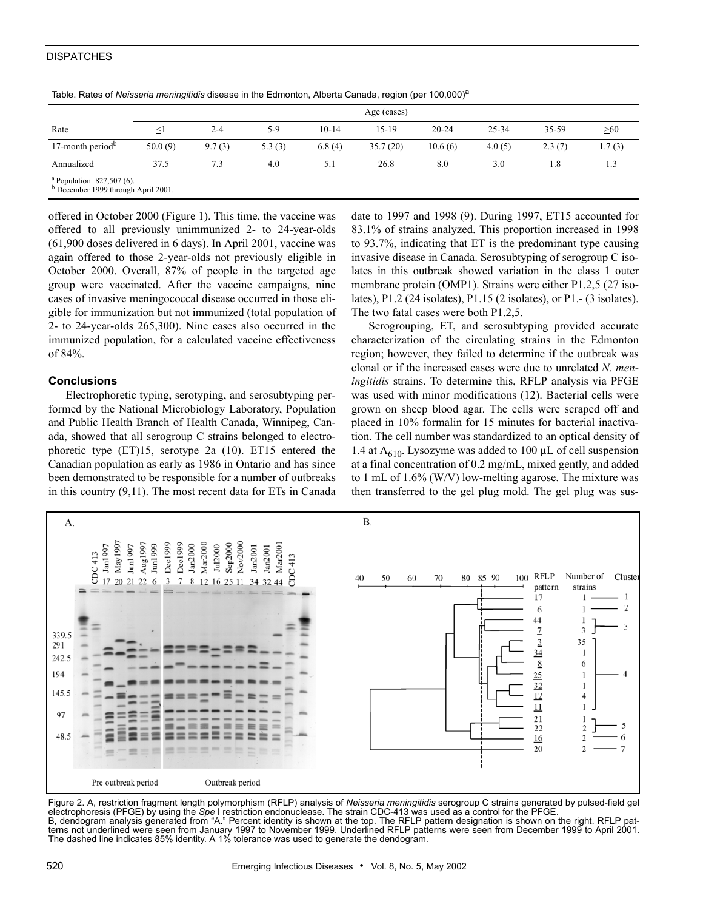Table. Rates of *Neisseria meningitidis* disease in the Edmonton, Alberta Canada, region (per 100,000)[a]

| Rate | Age (cases) | | | | | | | | |
|---|---|---|---|---|---|---|---|---|---|
| | ≤1 | 2-4 | 5-9 | 10-14 | 15-19 | 20-24 | 25-34 | 35-59 | ≥60 |
| 17-month period[b] | 50.0 (9) | 9.7 (3) | 5.3 (3) | 6.8 (4) | 35.7 (20) | 10.6 (6) | 4.0 (5) | 2.3 (7) | 1.7 (3) |
| Annualized | 37.5 | 7.3 | 4.0 | 5.1 | 26.8 | 8.0 | 3.0 | 1.8 | 1.3 |

[a] Population=827,507 (6).
[b] December 1999 through April 2001.

offered in October 2000 (Figure 1). This time, the vaccine was offered to all previously unimmunized 2- to 24-year-olds (61,900 doses delivered in 6 days). In April 2001, vaccine was again offered to those 2-year-olds not previously eligible in October 2000. Overall, 87% of people in the targeted age group were vaccinated. After the vaccine campaigns, nine cases of invasive meningococcal disease occurred in those eligible for immunization but not immunized (total population of 2- to 24-year-olds 265,300). Nine cases also occurred in the immunized population, for a calculated vaccine effectiveness of 84%.

## Conclusions

Electrophoretic typing, serotyping, and serosubtyping performed by the National Microbiology Laboratory, Population and Public Health Branch of Health Canada, Winnipeg, Canada, showed that all serogroup C strains belonged to electrophoretic type (ET)15, serotype 2a (10). ET15 entered the Canadian population as early as 1986 in Ontario and has since been demonstrated to be responsible for a number of outbreaks in this country (9,11). The most recent data for ETs in Canada date to 1997 and 1998 (9). During 1997, ET15 accounted for 83.1% of strains analyzed. This proportion increased in 1998 to 93.7%, indicating that ET is the predominant type causing invasive disease in Canada. Serosubtyping of serogroup C isolates in this outbreak showed variation in the class 1 outer membrane protein (OMP1). Strains were either P1.2,5 (27 isolates), P1.2 (24 isolates), P1.15 (2 isolates), or P1.- (3 isolates). The two fatal cases were both P1.2,5.

Serogrouping, ET, and serosubtyping provided accurate characterization of the circulating strains in the Edmonton region; however, they failed to determine if the outbreak was clonal or if the increased cases were due to unrelated *N. meningitidis* strains. To determine this, RFLP analysis via PFGE was used with minor modifications (12). Bacterial cells were grown on sheep blood agar. The cells were scraped off and placed in 10% formalin for 15 minutes for bacterial inactivation. The cell number was standardized to an optical density of 1.4 at $A_{610}$. Lysozyme was added to 100 µL of cell suspension at a final concentration of 0.2 mg/mL, mixed gently, and added to 1 mL of 1.6% (W/V) low-melting agarose. The mixture was then transferred to the gel plug mold. The gel plug was sus-

Figure 2. A, restriction fragment length polymorphism (RFLP) analysis of *Neisseria meningitidis* serogroup C strains generated by pulsed-field gel electrophoresis (PFGE) by using the *Spe* I restriction endonuclease. The strain CDC-413 was used as a control for the PFGE. B, dendogram analysis generated from "A." Percent identity is shown at the top. The RFLP pattern designation is shown on the right. RFLP patterns not underlined were seen from January 1997 to November 1999. Underlined RFLP patterns were seen from December 1999 to April 2001. The dashed line indicates 85% identity. A 1% tolerance was used to generate the dendogram.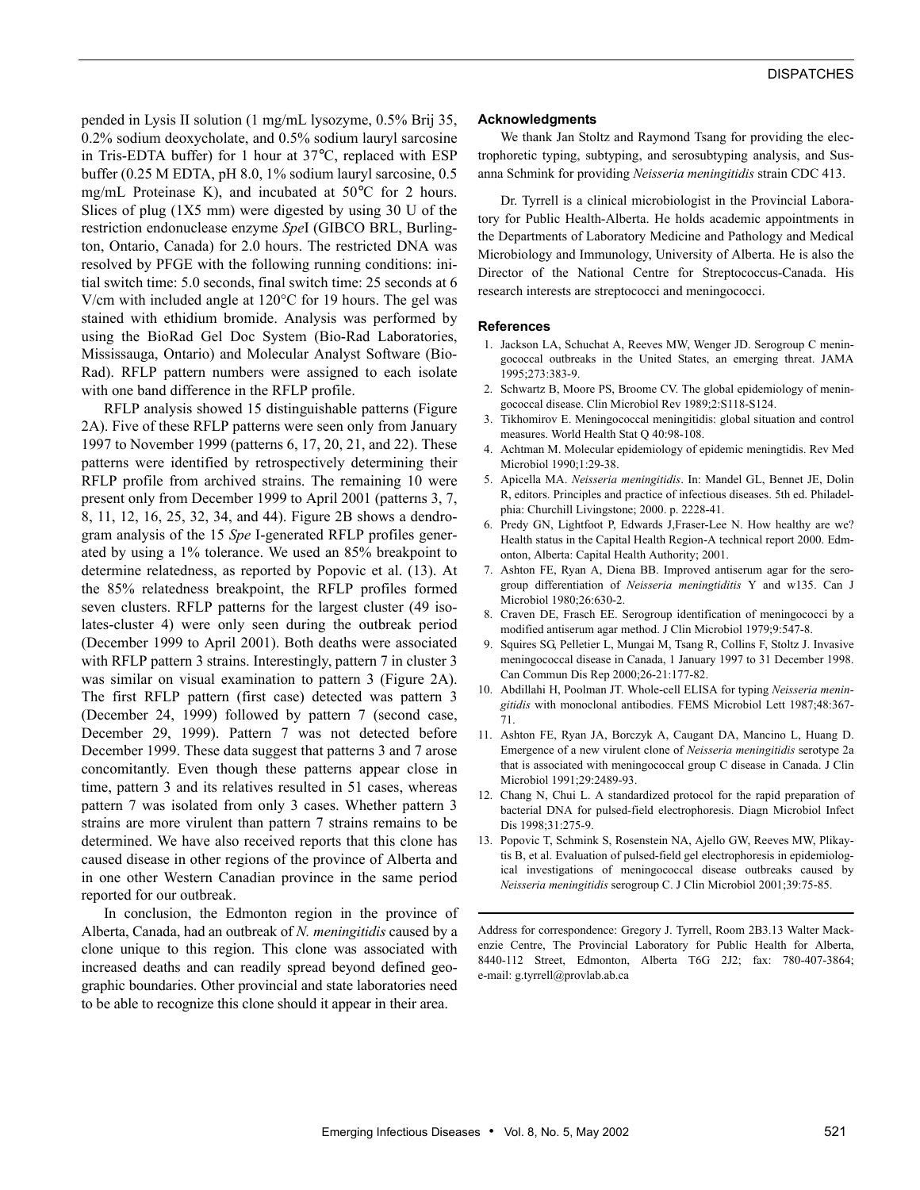pended in Lysis II solution (1 mg/mL lysozyme, 0.5% Brij 35, 0.2% sodium deoxycholate, and 0.5% sodium lauryl sarcosine in Tris-EDTA buffer) for 1 hour at 37°C, replaced with ESP buffer (0.25 M EDTA, pH 8.0, 1% sodium lauryl sarcosine, 0.5 mg/mL Proteinase K), and incubated at 50°C for 2 hours. Slices of plug (1X5 mm) were digested by using 30 U of the restriction endonuclease enzyme *Spe*I (GIBCO BRL, Burlington, Ontario, Canada) for 2.0 hours. The restricted DNA was resolved by PFGE with the following running conditions: initial switch time: 5.0 seconds, final switch time: 25 seconds at 6 V/cm with included angle at 120°C for 19 hours. The gel was stained with ethidium bromide. Analysis was performed by using the BioRad Gel Doc System (Bio-Rad Laboratories, Mississauga, Ontario) and Molecular Analyst Software (Bio-Rad). RFLP pattern numbers were assigned to each isolate with one band difference in the RFLP profile.

RFLP analysis showed 15 distinguishable patterns (Figure 2A). Five of these RFLP patterns were seen only from January 1997 to November 1999 (patterns 6, 17, 20, 21, and 22). These patterns were identified by retrospectively determining their RFLP profile from archived strains. The remaining 10 were present only from December 1999 to April 2001 (patterns 3, 7, 8, 11, 12, 16, 25, 32, 34, and 44). Figure 2B shows a dendrogram analysis of the 15 *Spe* I-generated RFLP profiles generated by using a 1% tolerance. We used an 85% breakpoint to determine relatedness, as reported by Popovic et al. (13). At the 85% relatedness breakpoint, the RFLP profiles formed seven clusters. RFLP patterns for the largest cluster (49 isolates-cluster 4) were only seen during the outbreak period (December 1999 to April 2001). Both deaths were associated with RFLP pattern 3 strains. Interestingly, pattern 7 in cluster 3 was similar on visual examination to pattern 3 (Figure 2A). The first RFLP pattern (first case) detected was pattern 3 (December 24, 1999) followed by pattern 7 (second case, December 29, 1999). Pattern 7 was not detected before December 1999. These data suggest that patterns 3 and 7 arose concomitantly. Even though these patterns appear close in time, pattern 3 and its relatives resulted in 51 cases, whereas pattern 7 was isolated from only 3 cases. Whether pattern 3 strains are more virulent than pattern 7 strains remains to be determined. We have also received reports that this clone has caused disease in other regions of the province of Alberta and in one other Western Canadian province in the same period reported for our outbreak.

In conclusion, the Edmonton region in the province of Alberta, Canada, had an outbreak of *N. meningitidis* caused by a clone unique to this region. This clone was associated with increased deaths and can readily spread beyond defined geographic boundaries. Other provincial and state laboratories need to be able to recognize this clone should it appear in their area.

#### Acknowledgments

We thank Jan Stoltz and Raymond Tsang for providing the electrophoretic typing, subtyping, and serosubtyping analysis, and Susanna Schmink for providing *Neisseria meningitidis* strain CDC 413.

Dr. Tyrrell is a clinical microbiologist in the Provincial Laboratory for Public Health-Alberta. He holds academic appointments in the Departments of Laboratory Medicine and Pathology and Medical Microbiology and Immunology, University of Alberta. He is also the Director of the National Centre for Streptococcus-Canada. His research interests are streptococci and meningococci.

#### References

1. Jackson LA, Schuchat A, Reeves MW, Wenger JD. Serogroup C meningococcal outbreaks in the United States, an emerging threat. JAMA 1995;273:383-9.
2. Schwartz B, Moore PS, Broome CV. The global epidemiology of meningococcal disease. Clin Microbiol Rev 1989;2:S118-S124.
3. Tikhomirov E. Meningococcal meningitidis: global situation and control measures. World Health Stat Q 40:98-108.
4. Achtman M. Molecular epidemiology of epidemic meningtidis. Rev Med Microbiol 1990;1:29-38.
5. Apicella MA. *Neisseria meningitidis*. In: Mandel GL, Bennet JE, Dolin R, editors. Principles and practice of infectious diseases. 5th ed. Philadelphia: Churchill Livingstone; 2000. p. 2228-41.
6. Predy GN, Lightfoot P, Edwards J,Fraser-Lee N. How healthy are we? Health status in the Capital Health Region-A technical report 2000. Edmonton, Alberta: Capital Health Authority; 2001.
7. Ashton FE, Ryan A, Diena BB. Improved antiserum agar for the serogroup differentiation of *Neisseria meningtiditis* Y and w135. Can J Microbiol 1980;26:630-2.
8. Craven DE, Frasch EE. Serogroup identification of meningococci by a modified antiserum agar method. J Clin Microbiol 1979;9:547-8.
9. Squires SG, Pelletier L, Mungai M, Tsang R, Collins F, Stoltz J. Invasive meningococcal disease in Canada, 1 January 1997 to 31 December 1998. Can Commun Dis Rep 2000;26-21:177-82.
10. Abdillahi H, Poolman JT. Whole-cell ELISA for typing *Neisseria meningitidis* with monoclonal antibodies. FEMS Microbiol Lett 1987;48:367-71.
11. Ashton FE, Ryan JA, Borczyk A, Caugant DA, Mancino L, Huang D. Emergence of a new virulent clone of *Neisseria meningitidis* serotype 2a that is associated with meningococcal group C disease in Canada. J Clin Microbiol 1991;29:2489-93.
12. Chang N, Chui L. A standardized protocol for the rapid preparation of bacterial DNA for pulsed-field electrophoresis. Diagn Microbiol Infect Dis 1998;31:275-9.
13. Popovic T, Schmink S, Rosenstein NA, Ajello GW, Reeves MW, Plikaytis B, et al. Evaluation of pulsed-field gel electrophoresis in epidemiological investigations of meningococcal disease outbreaks caused by *Neisseria meningitidis* serogroup C. J Clin Microbiol 2001;39:75-85.

Address for correspondence: Gregory J. Tyrrell, Room 2B3.13 Walter Mackenzie Centre, The Provincial Laboratory for Public Health for Alberta, 8440-112 Street, Edmonton, Alberta T6G 2J2; fax: 780-407-3864; e-mail: g.tyrrell@provlab.ab.ca